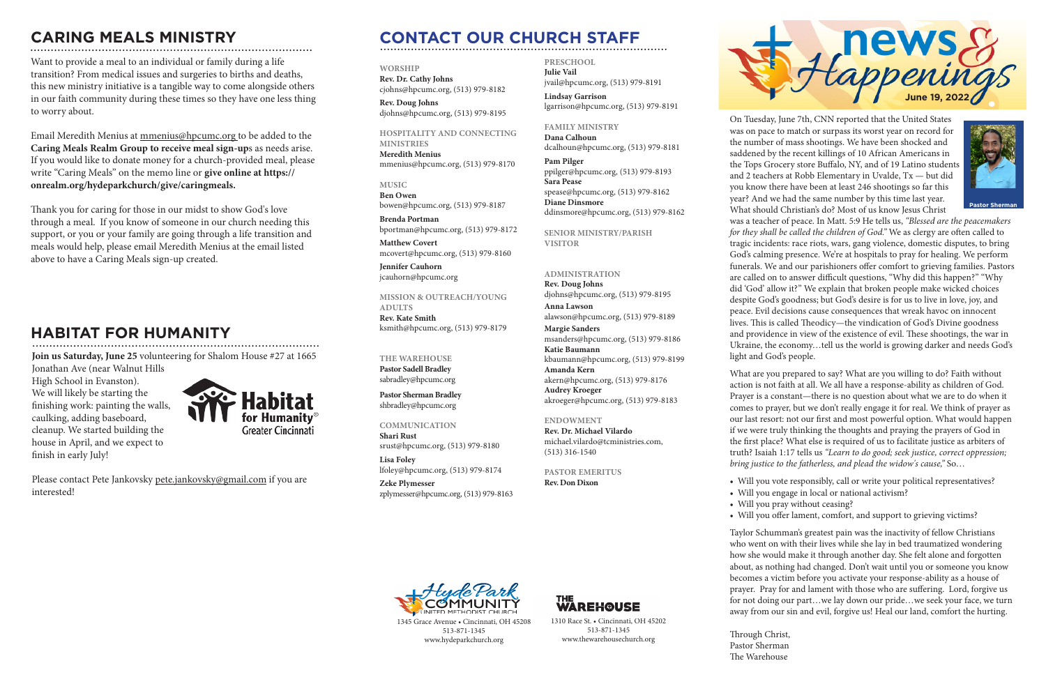## CARING MEALS MINISTRY

Want to provide a meal to an individual or family during a life transition? From medical issues and surgeries to births and deaths, this new ministry initiative is a tangible way to come alongside others in our faith community during these times so they have one less thing to worry about.

Email Meredith Menius at mmenius@hpcumc.org to be added to the **Caring Meals Realm Group to receive meal sign-up**s as needs arise. If you would like to donate money for a church-provided meal, please write "Caring Meals" on the memo line or **give online at https://onrealm.org/hydeparkchurch/give/caringmeals.**

Thank you for caring for those in our midst to show God's love through a meal. If you know of someone in our church needing this support, or you or your family are going through a life transition and meals would help, please email Meredith Menius at the email listed above to have a Caring Meals sign-up created.

## HABITAT FOR HUMANITY

**Join us Saturday, June 25** volunteering for Shalom House #27 at 1665 Jonathan Ave (near Walnut Hills High School in Evanston). We will likely be starting the finishing work: painting the walls, caulking, adding baseboard, cleanup. We started building the house in April, and we expect to finish in early July!

Please contact Pete Jankovsky pete.jankovsky@gmail.com if you are interested!

## CONTACT OUR CHURCH STAFF

**WORSHIP**
**Rev. Dr. Cathy Johns**
cjohns@hpcumc.org, (513) 979-8182
**Rev. Doug Johns**
djohns@hpcumc.org, (513) 979-8195

**HOSPITALITY AND CONNECTING MINISTRIES**
**Meredith Menius**
mmenius@hpcumc.org, (513) 979-8170

**MUSIC**
**Ben Owen**
bowen@hpcumc.org, (513) 979-8187
**Brenda Portman**
bportman@hpcumc.org, (513) 979-8172
**Matthew Covert**
mcovert@hpcumc.org, (513) 979-8160
**Jennifer Cauhorn**
jcauhorn@hpcumc.org

**MISSION & OUTREACH/YOUNG ADULTS**
**Rev. Kate Smith**
ksmith@hpcumc.org, (513) 979-8179

**THE WAREHOUSE**
**Pastor Sadell Bradley**
sabradley@hpcumc.org
**Pastor Sherman Bradley**
shbradley@hpcumc.org

**COMMUNICATION**
**Shari Rust**
srust@hpcumc.org, (513) 979-8180
**Lisa Foley**
lfoley@hpcumc.org, (513) 979-8174
**Zeke Plymesser**
zplymesser@hpcumc.org, (513) 979-8163

**PRESCHOOL**
**Julie Vail**
jvail@hpcumc.org, (513) 979-8191
**Lindsay Garrison**
lgarrison@hpcumc.org, (513) 979-8191

**FAMILY MINISTRY**
**Dana Calhoun**
dcalhoun@hpcumc.org, (513) 979-8181
**Pam Pilger**
ppilger@hpcumc.org, (513) 979-8193
**Sara Pease**
spease@hpcumc.org, (513) 979-8162
**Diane Dinsmore**
ddinsmore@hpcumc.org, (513) 979-8162

**SENIOR MINISTRY/PARISH VISITOR**

**ADMINISTRATION**
**Rev. Doug Johns**
djohns@hpcumc.org, (513) 979-8195
**Anna Lawson**
alawson@hpcumc.org, (513) 979-8189
**Margie Sanders**
msanders@hpcumc.org, (513) 979-8186
**Katie Baumann**
kbaumann@hpcumc.org, (513) 979-8199
**Amanda Kern**
akern@hpcumc.org, (513) 979-8176
**Audrey Kroeger**
akroeger@hpcumc.org, (513) 979-8183

**ENDOWMENT**
**Rev. Dr. Michael Vilardo**
michael.vilardo@tcministries.com, (513) 316-1540

**PASTOR EMERITUS**
**Rev. Don Dixon**

Hyde Park Community United Methodist Church
1345 Grace Avenue • Cincinnati, OH 45208
513-871-1345
www.hydeparkchurch.org

The Warehouse
1310 Race St. • Cincinnati, OH 45202
513-871-1345
www.thewarehousechurch.org

# news & Happenings

**June 19, 2022**

On Tuesday, June 7th, CNN reported that the United States was on pace to match or surpass its worst year on record for the number of mass shootings. We have been shocked and saddened by the recent killings of 10 African Americans in the Tops Grocery store Buffalo, NY, and of 19 Latino students and 2 teachers at Robb Elementary in Uvalde, Tx — but did you know there have been at least 246 shootings so far this year? And we had the same number by this time last year. What should Christian's do? Most of us know Jesus Christ was a teacher of peace. In Matt. 5:9 He tells us, *"Blessed are the peacemakers for they shall be called the children of God."* We as clergy are often called to tragic incidents: race riots, wars, gang violence, domestic disputes, to bring God's calming presence. We're at hospitals to pray for healing. We perform funerals. We and our parishioners offer comfort to grieving families. Pastors are called on to answer difficult questions, "Why did this happen?" "Why did 'God' allow it?" We explain that broken people make wicked choices despite God's goodness; but God's desire is for us to live in love, joy, and peace. Evil decisions cause consequences that wreak havoc on innocent lives. This is called Theodicy—the vindication of God's Divine goodness and providence in view of the existence of evil. These shootings, the war in Ukraine, the economy…tell us the world is growing darker and needs God's light and God's people.

Pastor Sherman

What are you prepared to say? What are you willing to do? Faith without action is not faith at all. We all have a response-ability as children of God. Prayer is a constant—there is no question about what we are to do when it comes to prayer, but we don't really engage it for real. We think of prayer as our last resort: not our first and most powerful option. What would happen if we were truly thinking the thoughts and praying the prayers of God in the first place? What else is required of us to facilitate justice as arbiters of truth? Isaiah 1:17 tells us *"Learn to do good; seek justice, correct oppression; bring justice to the fatherless, and plead the widow's cause,"* So…

- Will you vote responsibly, call or write your political representatives?
- Will you engage in local or national activism?
- Will you pray without ceasing?
- Will you offer lament, comfort, and support to grieving victims?

Taylor Schumman's greatest pain was the inactivity of fellow Christians who went on with their lives while she lay in bed traumatized wondering how she would make it through another day. She felt alone and forgotten about, as nothing had changed. Don't wait until you or someone you know becomes a victim before you activate your response-ability as a house of prayer. Pray for and lament with those who are suffering. Lord, forgive us for not doing our part…we lay down our pride…we seek your face, we turn away from our sin and evil, forgive us! Heal our land, comfort the hurting.

Through Christ,
Pastor Sherman
The Warehouse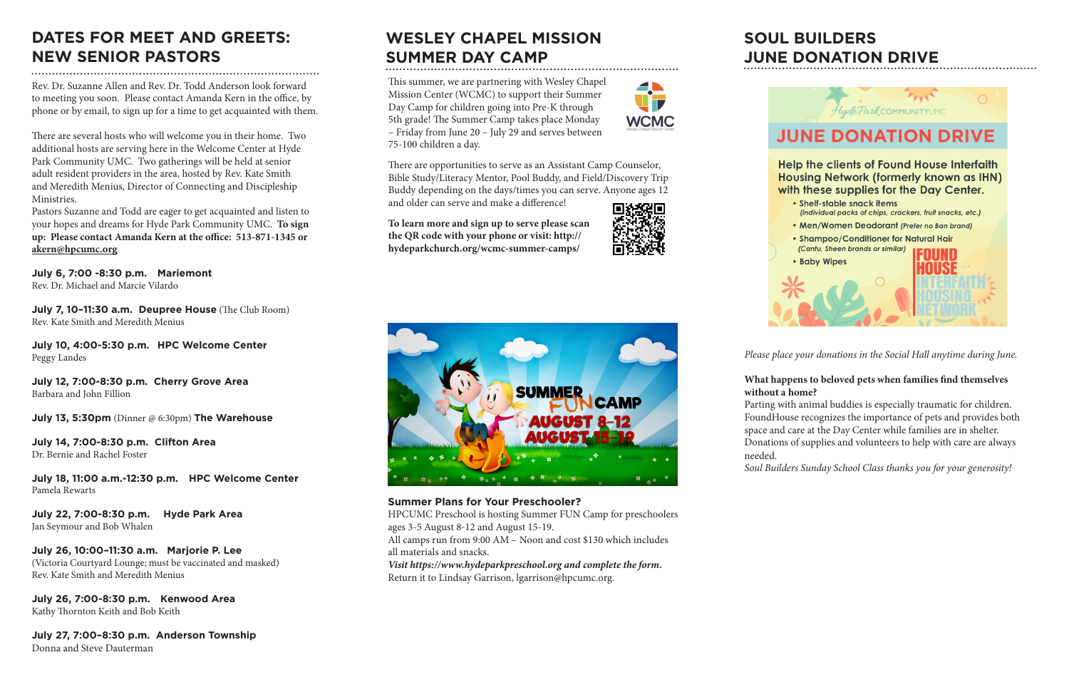## DATES FOR MEET AND GREETS: NEW SENIOR PASTORS

Rev. Dr. Suzanne Allen and Rev. Dr. Todd Anderson look forward to meeting you soon. Please contact Amanda Kern in the office, by phone or by email, to sign up for a time to get acquainted with them.

There are several hosts who will welcome you in their home. Two additional hosts are serving here in the Welcome Center at Hyde Park Community UMC. Two gatherings will be held at senior adult resident providers in the area, hosted by Rev. Kate Smith and Meredith Menius, Director of Connecting and Discipleship Ministries.

Pastors Suzanne and Todd are eager to get acquainted and listen to your hopes and dreams for Hyde Park Community UMC. **To sign up: Please contact Amanda Kern at the office: 513-871-1345 or akern@hpcumc.org**

**July 6, 7:00 -8:30 p.m. Mariemont**
Rev. Dr. Michael and Marcie Vilardo

**July 7, 10–11:30 a.m. Deupree House** (The Club Room)
Rev. Kate Smith and Meredith Menius

**July 10, 4:00-5:30 p.m. HPC Welcome Center**
Peggy Landes

**July 12, 7:00-8:30 p.m. Cherry Grove Area**
Barbara and John Fillion

**July 13, 5:30pm** (Dinner @ 6:30pm) **The Warehouse**

**July 14, 7:00-8:30 p.m. Clifton Area**
Dr. Bernie and Rachel Foster

**July 18, 11:00 a.m.-12:30 p.m. HPC Welcome Center**
Pamela Rewarts

**July 22, 7:00-8:30 p.m. Hyde Park Area**
Jan Seymour and Bob Whalen

**July 26, 10:00–11:30 a.m. Marjorie P. Lee**
(Victoria Courtyard Lounge; must be vaccinated and masked)
Rev. Kate Smith and Meredith Menius

**July 26, 7:00-8:30 p.m. Kenwood Area**
Kathy Thornton Keith and Bob Keith

**July 27, 7:00–8:30 p.m. Anderson Township**
Donna and Steve Dauterman

## WESLEY CHAPEL MISSION SUMMER DAY CAMP

This summer, we are partnering with Wesley Chapel Mission Center (WCMC) to support their Summer Day Camp for children going into Pre-K through 5th grade! The Summer Camp takes place Monday – Friday from June 20 – July 29 and serves between 75-100 children a day.

There are opportunities to serve as an Assistant Camp Counselor, Bible Study/Literacy Mentor, Pool Buddy, and Field/Discovery Trip Buddy depending on the days/times you can serve. Anyone ages 12 and older can serve and make a difference!

**To learn more and sign up to serve please scan the QR code with your phone or visit: http://hydeparkchurch.org/wcmc-summer-camps/**

SUMMER FUN CAMP
AUGUST 8-12
AUGUST 15-19

**Summer Plans for Your Preschooler?**

HPCUMC Preschool is hosting Summer FUN Camp for preschoolers ages 3-5 August 8-12 and August 15-19.
All camps run from 9:00 AM – Noon and cost $130 which includes all materials and snacks.
***Visit https://www.hydeparkpreschool.org and complete the form.***
Return it to Lindsay Garrison, lgarrison@hpcumc.org.

## SOUL BUILDERS JUNE DONATION DRIVE

Hyde Park COMMUNITY UMC

### JUNE DONATION DRIVE

**Help the clients of Found House Interfaith Housing Network (formerly known as IHN) with these supplies for the Day Center.**

- **Shelf-stable snack items** *(individual packs of chips, crackers, fruit snacks, etc.)*
- **Men/Women Deodorant** *(Prefer no Ban brand)*
- **Shampoo/Conditioner for Natural Hair** *(Cantu, Sheen brands or similar)*
- **Baby Wipes**

FOUND HOUSE INTERFAITH HOUSING NETWORK

*Please place your donations in the Social Hall anytime during June.*

**What happens to beloved pets when families find themselves without a home?**

Parting with animal buddies is especially traumatic for children. FoundHouse recognizes the importance of pets and provides both space and care at the Day Center while families are in shelter. Donations of supplies and volunteers to help with care are always needed.

*Soul Builders Sunday School Class thanks you for your generosity!*